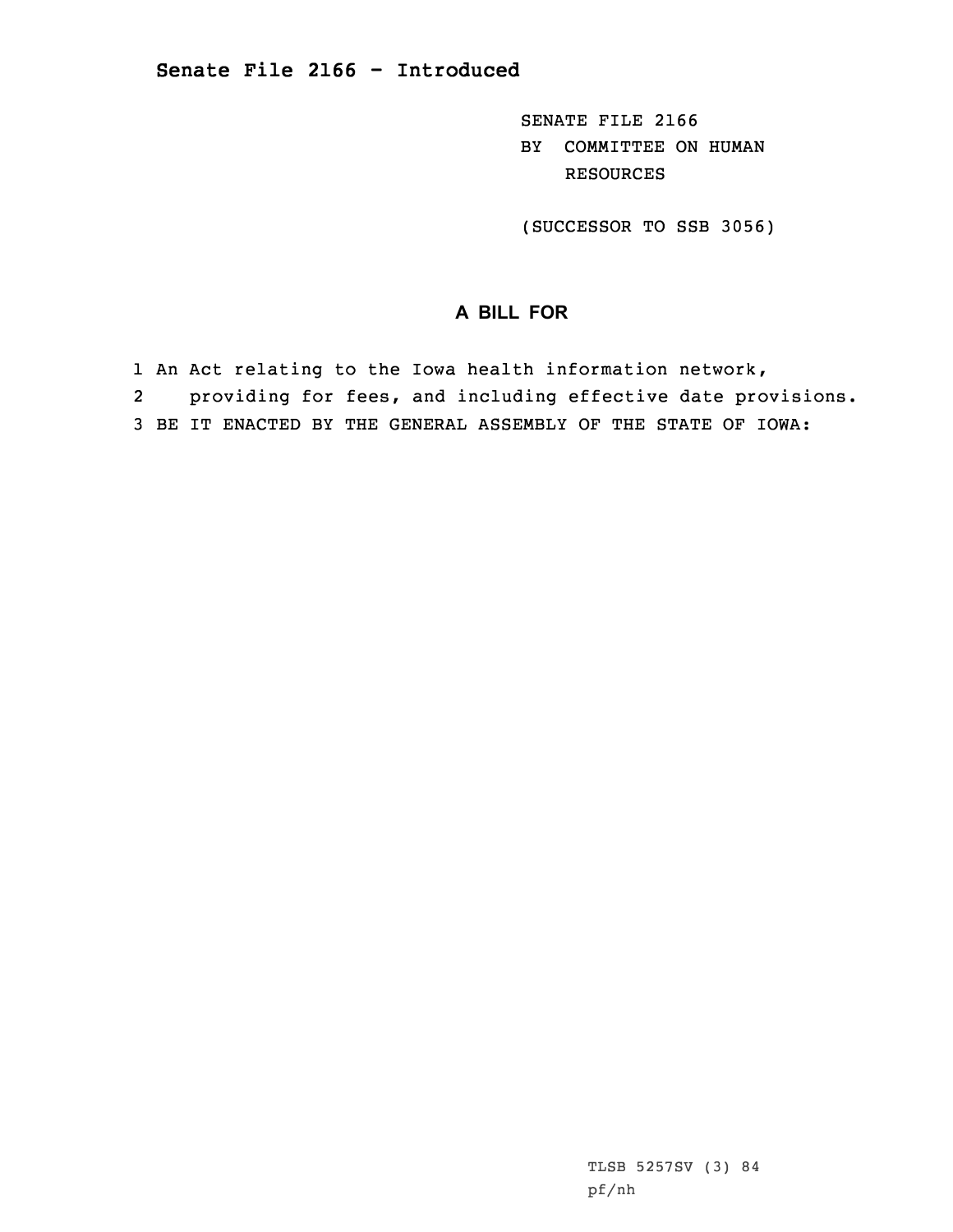# Senate File 2166 - Introduced

SENATE FILE 2166
BY COMMITTEE ON HUMAN RESOURCES

(SUCCESSOR TO SSB 3056)

## A BILL FOR

1 An Act relating to the Iowa health information network,
2 providing for fees, and including effective date provisions.
3 BE IT ENACTED BY THE GENERAL ASSEMBLY OF THE STATE OF IOWA:

TLSB 5257SV (3) 84
pf/nh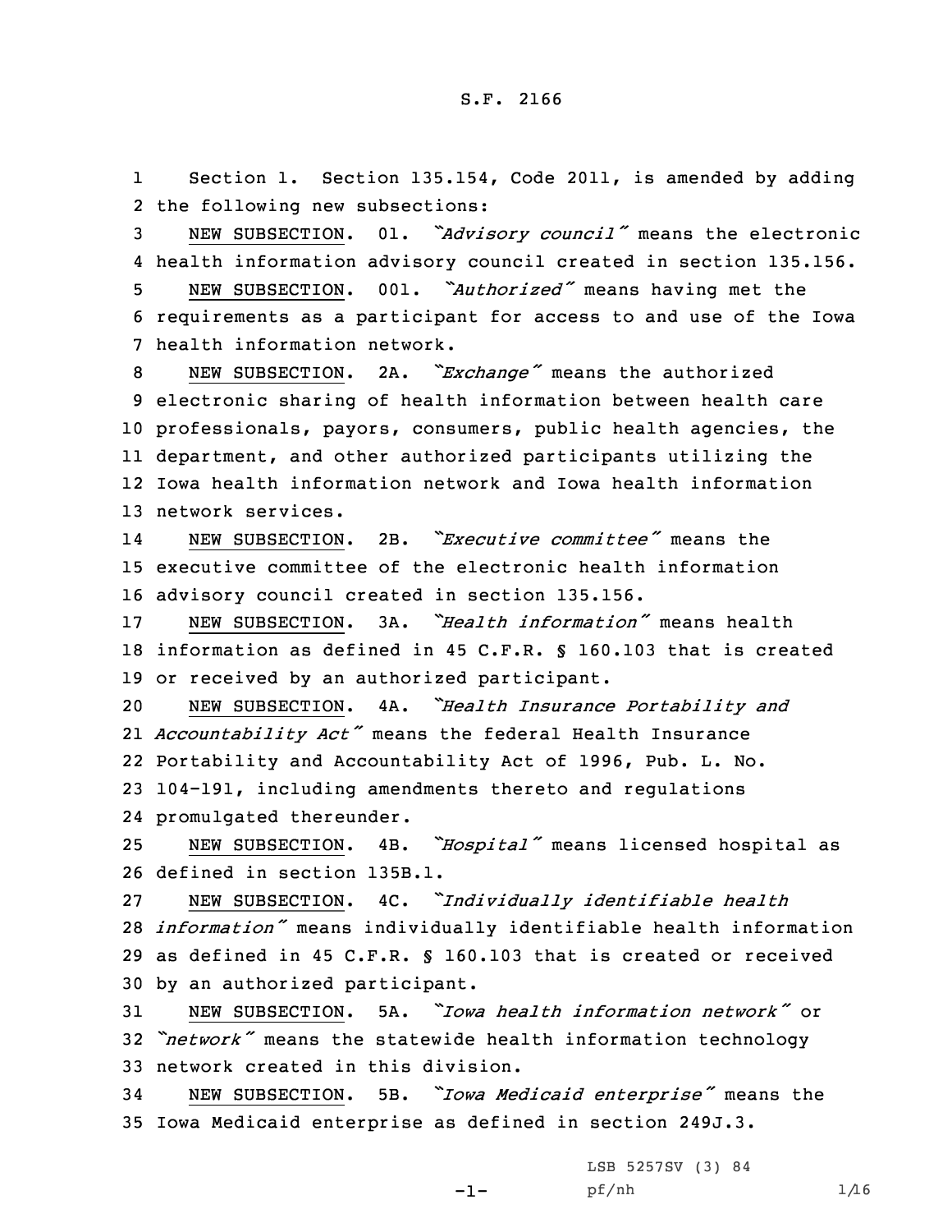S.F. 2166

1 Section 1. Section 135.154, Code 2011, is amended by adding
2 the following new subsections:

3 NEW SUBSECTION. 01. *"Advisory council"* means the electronic
4 health information advisory council created in section 135.156.

5 NEW SUBSECTION. 001. *"Authorized"* means having met the
6 requirements as a participant for access to and use of the Iowa
7 health information network.

8 NEW SUBSECTION. 2A. *"Exchange"* means the authorized
9 electronic sharing of health information between health care
10 professionals, payors, consumers, public health agencies, the
11 department, and other authorized participants utilizing the
12 Iowa health information network and Iowa health information
13 network services.

14 NEW SUBSECTION. 2B. *"Executive committee"* means the
15 executive committee of the electronic health information
16 advisory council created in section 135.156.

17 NEW SUBSECTION. 3A. *"Health information"* means health
18 information as defined in 45 C.F.R. § 160.103 that is created
19 or received by an authorized participant.

20 NEW SUBSECTION. 4A. *"Health Insurance Portability and*
21 *Accountability Act"* means the federal Health Insurance
22 Portability and Accountability Act of 1996, Pub. L. No.
23 104-191, including amendments thereto and regulations
24 promulgated thereunder.

25 NEW SUBSECTION. 4B. *"Hospital"* means licensed hospital as
26 defined in section 135B.1.

27 NEW SUBSECTION. 4C. *"Individually identifiable health*
28 *information"* means individually identifiable health information
29 as defined in 45 C.F.R. § 160.103 that is created or received
30 by an authorized participant.

31 NEW SUBSECTION. 5A. *"Iowa health information network"* or
32 *"network"* means the statewide health information technology
33 network created in this division.

34 NEW SUBSECTION. 5B. *"Iowa Medicaid enterprise"* means the
35 Iowa Medicaid enterprise as defined in section 249J.3.

LSB 5257SV (3) 84
pf/nh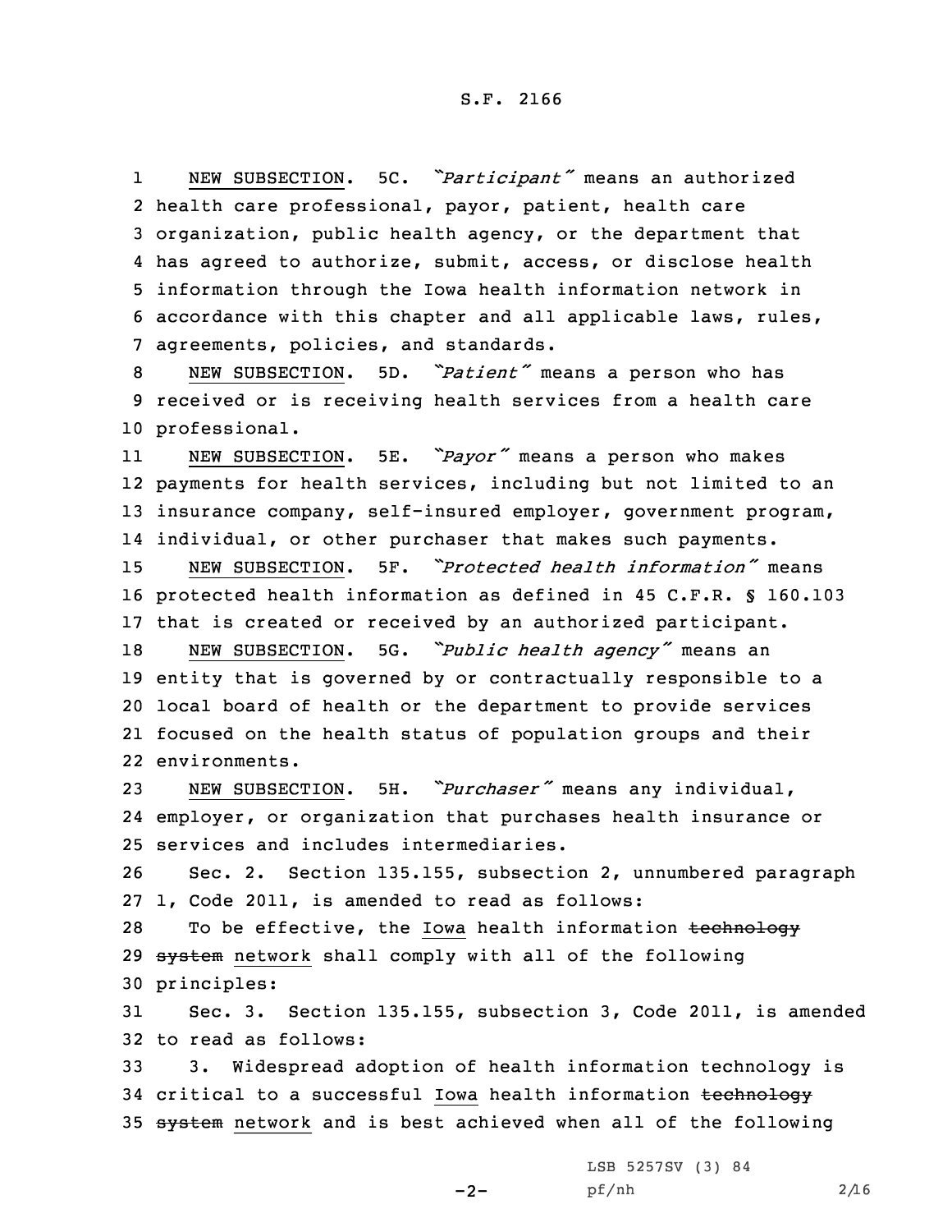NEW SUBSECTION. 5C. *"Participant"* means an authorized health care professional, payor, patient, health care organization, public health agency, or the department that has agreed to authorize, submit, access, or disclose health information through the Iowa health information network in accordance with this chapter and all applicable laws, rules, agreements, policies, and standards.

NEW SUBSECTION. 5D. *"Patient"* means a person who has received or is receiving health services from a health care professional.

NEW SUBSECTION. 5E. *"Payor"* means a person who makes payments for health services, including but not limited to an insurance company, self-insured employer, government program, individual, or other purchaser that makes such payments.

NEW SUBSECTION. 5F. *"Protected health information"* means protected health information as defined in 45 C.F.R. § 160.103 that is created or received by an authorized participant.

NEW SUBSECTION. 5G. *"Public health agency"* means an entity that is governed by or contractually responsible to a local board of health or the department to provide services focused on the health status of population groups and their environments.

NEW SUBSECTION. 5H. *"Purchaser"* means any individual, employer, or organization that purchases health insurance or services and includes intermediaries.

Sec. 2. Section 135.155, subsection 2, unnumbered paragraph 1, Code 2011, is amended to read as follows:

To be effective, the Iowa health information ~~technology system~~ network shall comply with all of the following principles:

Sec. 3. Section 135.155, subsection 3, Code 2011, is amended to read as follows:

3. Widespread adoption of health information technology is critical to a successful Iowa health information ~~technology system~~ network and is best achieved when all of the following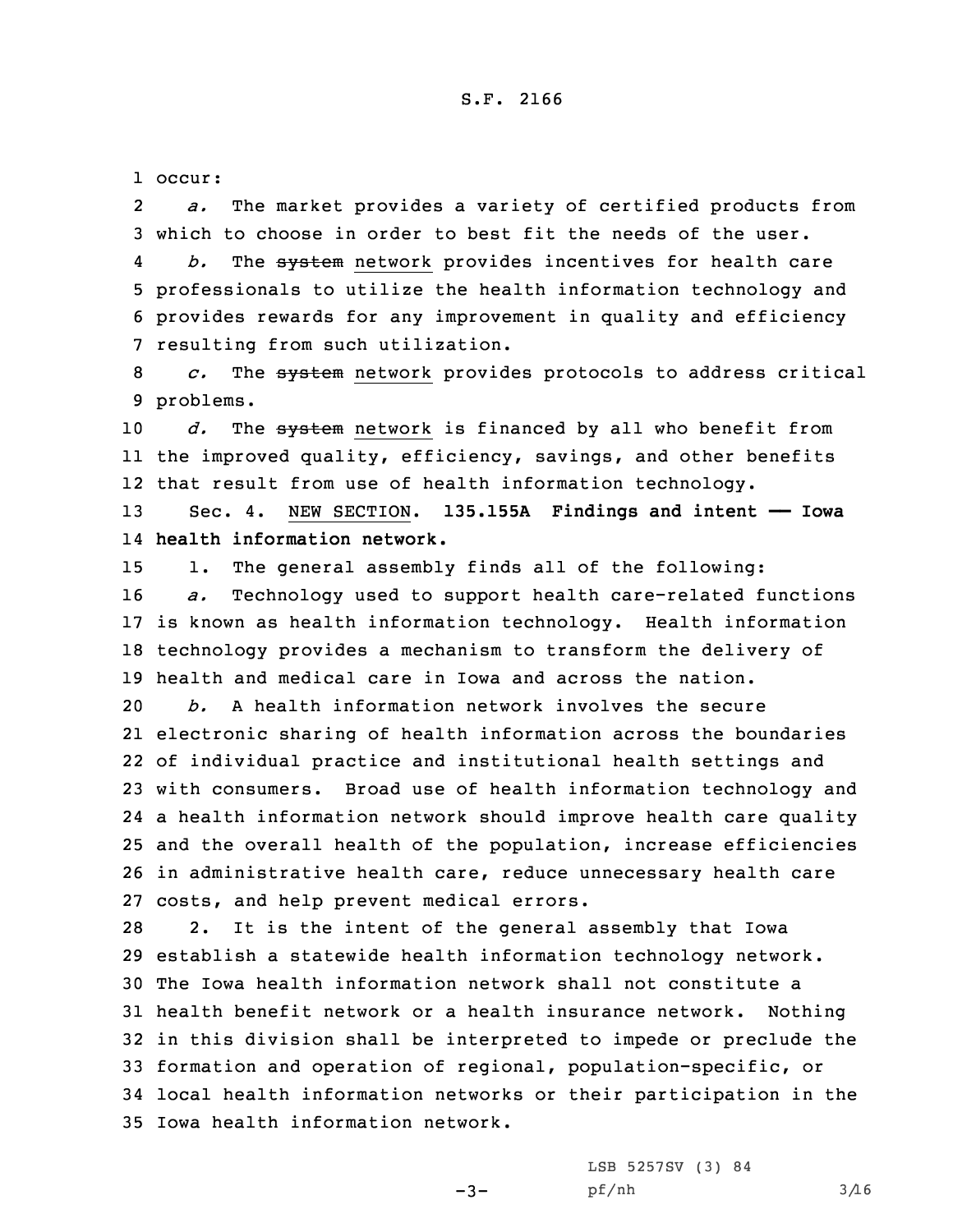occur:

*a.* The market provides a variety of certified products from which to choose in order to best fit the needs of the user.

*b.* The ~~system~~ network provides incentives for health care professionals to utilize the health information technology and provides rewards for any improvement in quality and efficiency resulting from such utilization.

*c.* The ~~system~~ network provides protocols to address critical problems.

*d.* The ~~system~~ network is financed by all who benefit from the improved quality, efficiency, savings, and other benefits that result from use of health information technology.

Sec. 4. NEW SECTION. **135.155A Findings and intent —— Iowa health information network.**

1. The general assembly finds all of the following:

*a.* Technology used to support health care-related functions is known as health information technology. Health information technology provides a mechanism to transform the delivery of health and medical care in Iowa and across the nation.

*b.* A health information network involves the secure electronic sharing of health information across the boundaries of individual practice and institutional health settings and with consumers. Broad use of health information technology and a health information network should improve health care quality and the overall health of the population, increase efficiencies in administrative health care, reduce unnecessary health care costs, and help prevent medical errors.

2. It is the intent of the general assembly that Iowa establish a statewide health information technology network. The Iowa health information network shall not constitute a health benefit network or a health insurance network. Nothing in this division shall be interpreted to impede or preclude the formation and operation of regional, population-specific, or local health information networks or their participation in the Iowa health information network.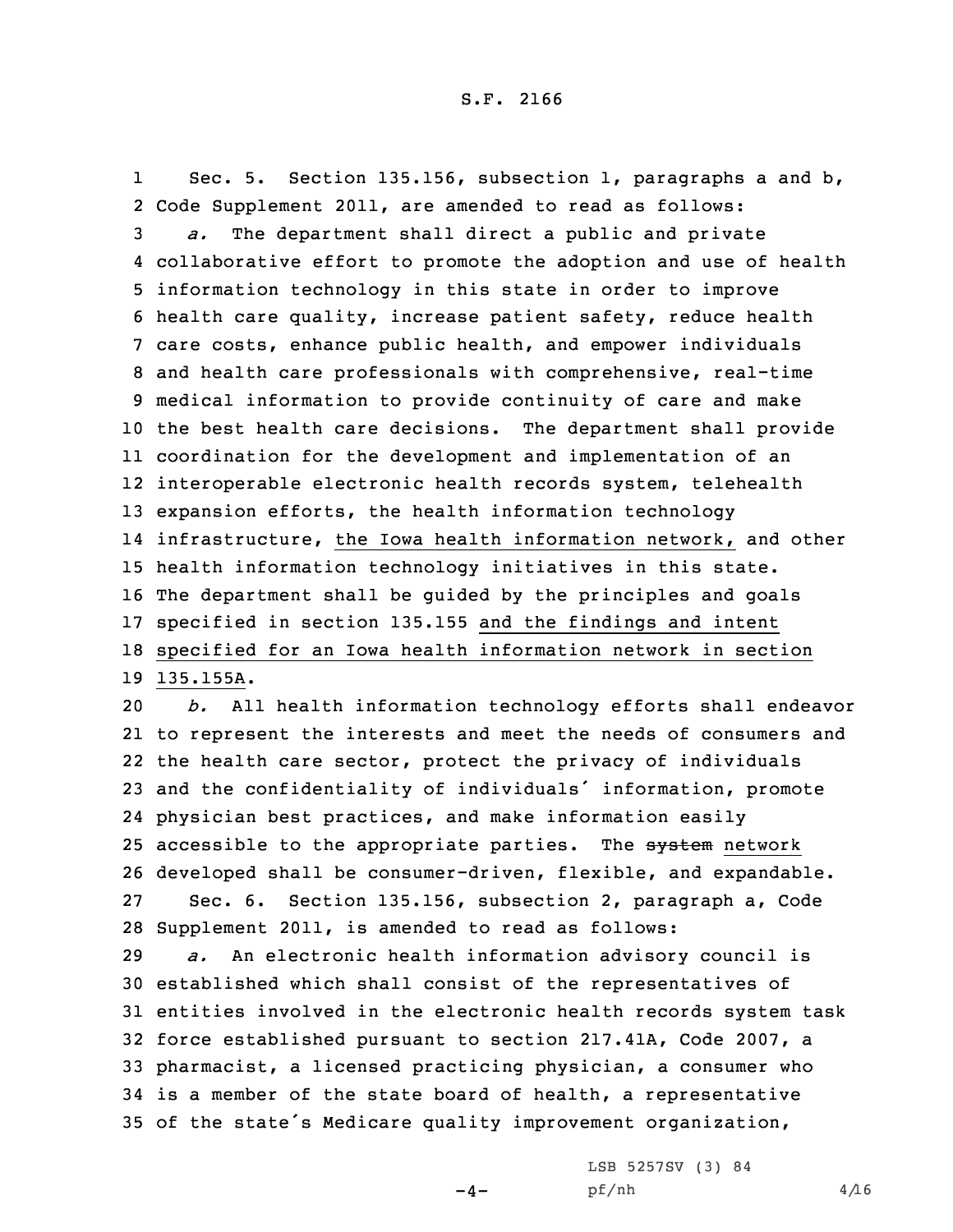Sec. 5. Section 135.156, subsection 1, paragraphs a and b, Code Supplement 2011, are amended to read as follows:

*a.* The department shall direct a public and private collaborative effort to promote the adoption and use of health information technology in this state in order to improve health care quality, increase patient safety, reduce health care costs, enhance public health, and empower individuals and health care professionals with comprehensive, real-time medical information to provide continuity of care and make the best health care decisions. The department shall provide coordination for the development and implementation of an interoperable electronic health records system, telehealth expansion efforts, the health information technology infrastructure, the Iowa health information network, and other health information technology initiatives in this state. The department shall be guided by the principles and goals specified in section 135.155 and the findings and intent specified for an Iowa health information network in section 135.155A.

*b.* All health information technology efforts shall endeavor to represent the interests and meet the needs of consumers and the health care sector, protect the privacy of individuals and the confidentiality of individuals' information, promote physician best practices, and make information easily accessible to the appropriate parties. The ~~system~~ network developed shall be consumer-driven, flexible, and expandable.

Sec. 6. Section 135.156, subsection 2, paragraph a, Code Supplement 2011, is amended to read as follows:

*a.* An electronic health information advisory council is established which shall consist of the representatives of entities involved in the electronic health records system task force established pursuant to section 217.41A, Code 2007, a pharmacist, a licensed practicing physician, a consumer who is a member of the state board of health, a representative of the state's Medicare quality improvement organization,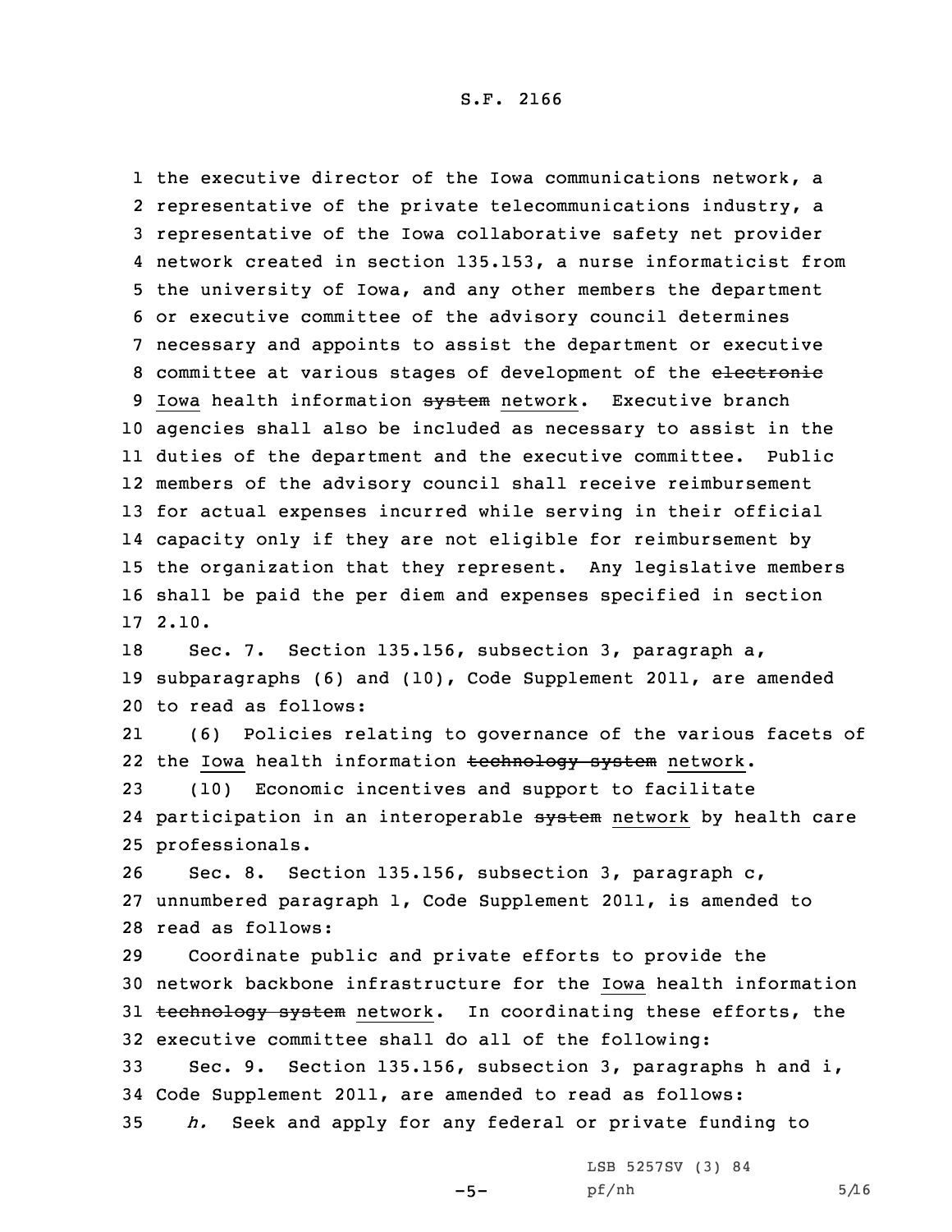the executive director of the Iowa communications network, a representative of the private telecommunications industry, a representative of the Iowa collaborative safety net provider network created in section 135.153, a nurse informaticist from the university of Iowa, and any other members the department or executive committee of the advisory council determines necessary and appoints to assist the department or executive committee at various stages of development of the ~~electronic~~ Iowa health information ~~system~~ network. Executive branch agencies shall also be included as necessary to assist in the duties of the department and the executive committee. Public members of the advisory council shall receive reimbursement for actual expenses incurred while serving in their official capacity only if they are not eligible for reimbursement by the organization that they represent. Any legislative members shall be paid the per diem and expenses specified in section 2.10.

Sec. 7. Section 135.156, subsection 3, paragraph a, subparagraphs (6) and (10), Code Supplement 2011, are amended to read as follows:

(6) Policies relating to governance of the various facets of the Iowa health information ~~technology system~~ network.

(10) Economic incentives and support to facilitate participation in an interoperable ~~system~~ network by health care professionals.

Sec. 8. Section 135.156, subsection 3, paragraph c, unnumbered paragraph 1, Code Supplement 2011, is amended to read as follows:

Coordinate public and private efforts to provide the network backbone infrastructure for the Iowa health information ~~technology system~~ network. In coordinating these efforts, the executive committee shall do all of the following:

Sec. 9. Section 135.156, subsection 3, paragraphs h and i, Code Supplement 2011, are amended to read as follows:

*h.* Seek and apply for any federal or private funding to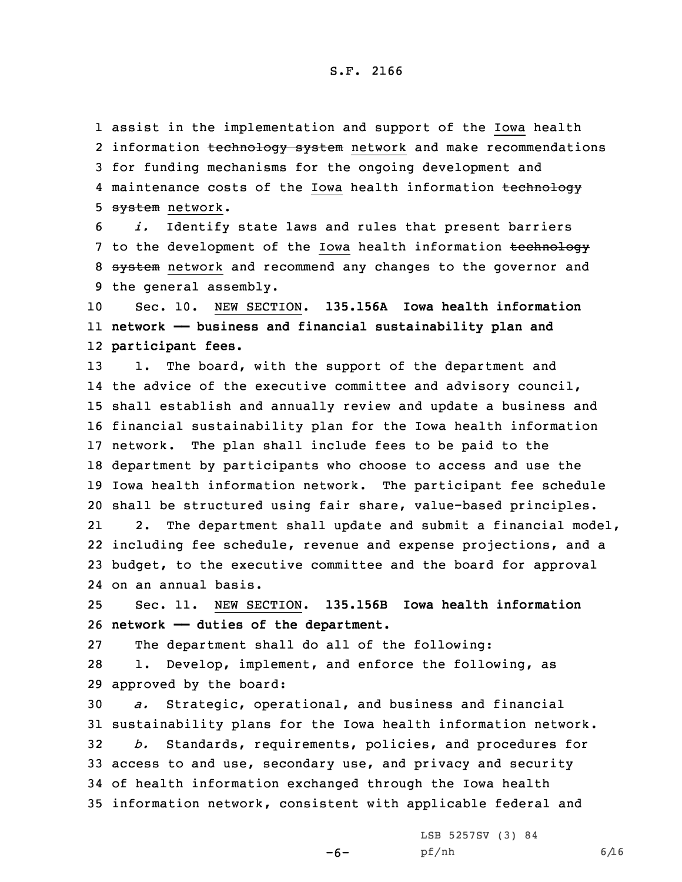assist in the implementation and support of the Iowa health information ~~technology system~~ network and make recommendations for funding mechanisms for the ongoing development and maintenance costs of the Iowa health information ~~technology system~~ network.

*i.* Identify state laws and rules that present barriers to the development of the Iowa health information ~~technology system~~ network and recommend any changes to the governor and the general assembly.

Sec. 10. NEW SECTION. **135.156A Iowa health information network —— business and financial sustainability plan and participant fees.**

1. The board, with the support of the department and the advice of the executive committee and advisory council, shall establish and annually review and update a business and financial sustainability plan for the Iowa health information network. The plan shall include fees to be paid to the department by participants who choose to access and use the Iowa health information network. The participant fee schedule shall be structured using fair share, value-based principles.

2. The department shall update and submit a financial model, including fee schedule, revenue and expense projections, and a budget, to the executive committee and the board for approval on an annual basis.

Sec. 11. NEW SECTION. **135.156B Iowa health information network —— duties of the department.**

The department shall do all of the following:

1. Develop, implement, and enforce the following, as approved by the board:

*a.* Strategic, operational, and business and financial sustainability plans for the Iowa health information network.

*b.* Standards, requirements, policies, and procedures for access to and use, secondary use, and privacy and security of health information exchanged through the Iowa health information network, consistent with applicable federal and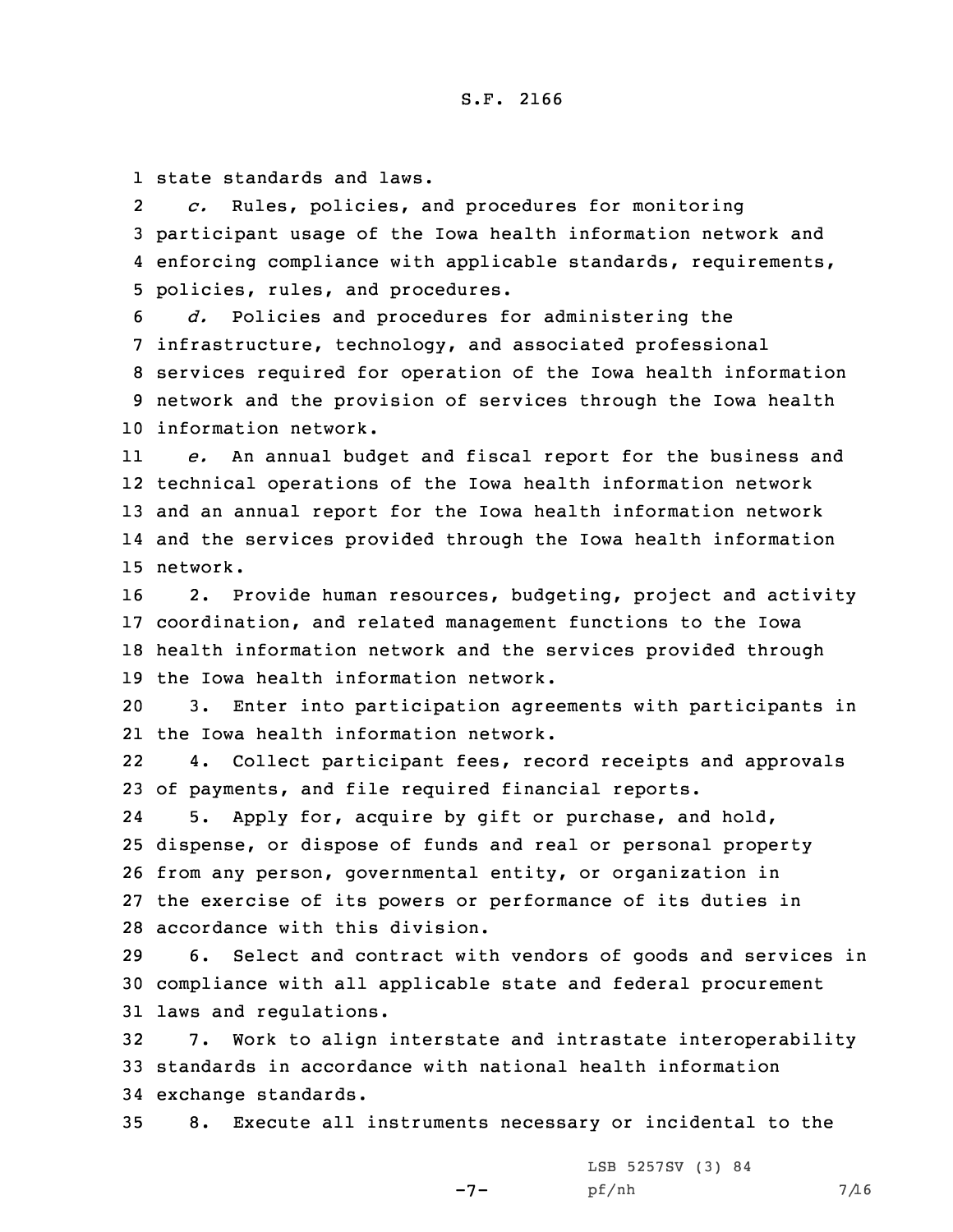state standards and laws.

*c.* Rules, policies, and procedures for monitoring participant usage of the Iowa health information network and enforcing compliance with applicable standards, requirements, policies, rules, and procedures.

*d.* Policies and procedures for administering the infrastructure, technology, and associated professional services required for operation of the Iowa health information network and the provision of services through the Iowa health information network.

*e.* An annual budget and fiscal report for the business and technical operations of the Iowa health information network and an annual report for the Iowa health information network and the services provided through the Iowa health information network.

2. Provide human resources, budgeting, project and activity coordination, and related management functions to the Iowa health information network and the services provided through the Iowa health information network.

3. Enter into participation agreements with participants in the Iowa health information network.

4. Collect participant fees, record receipts and approvals of payments, and file required financial reports.

5. Apply for, acquire by gift or purchase, and hold, dispense, or dispose of funds and real or personal property from any person, governmental entity, or organization in the exercise of its powers or performance of its duties in accordance with this division.

6. Select and contract with vendors of goods and services in compliance with all applicable state and federal procurement laws and regulations.

7. Work to align interstate and intrastate interoperability standards in accordance with national health information exchange standards.

8. Execute all instruments necessary or incidental to the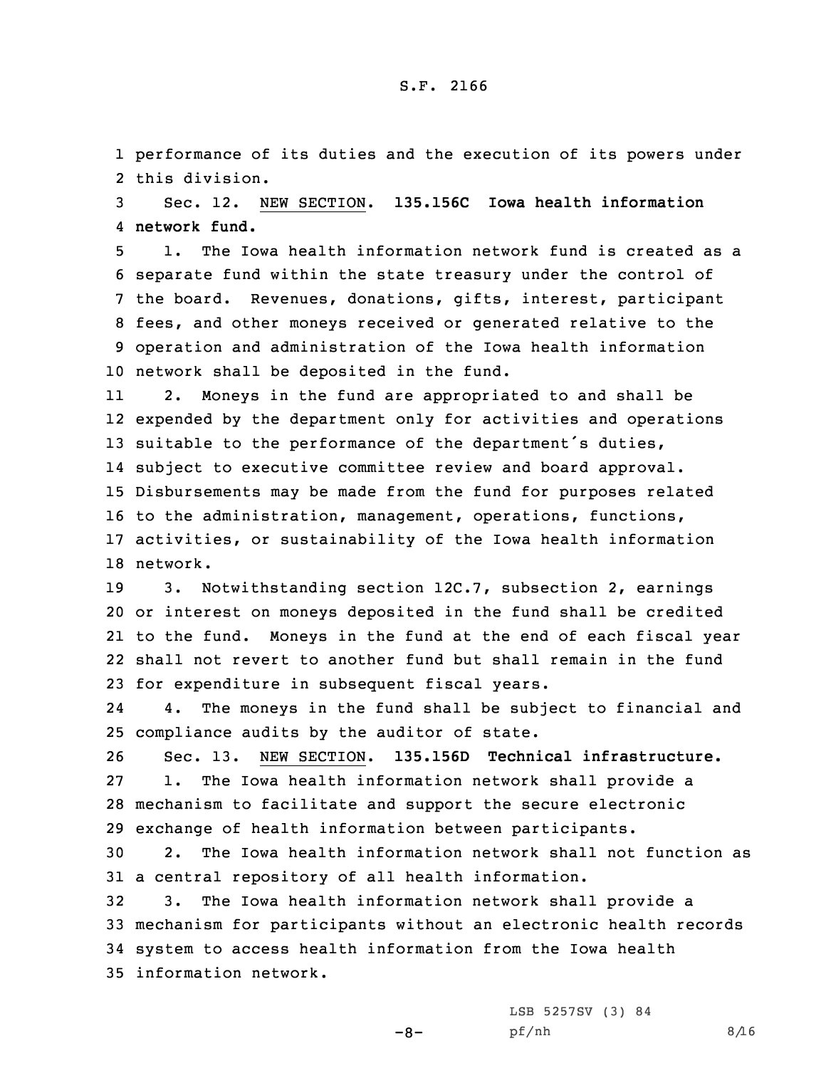performance of its duties and the execution of its powers under this division.

Sec. 12. NEW SECTION. **135.156C Iowa health information network fund.**

1. The Iowa health information network fund is created as a separate fund within the state treasury under the control of the board. Revenues, donations, gifts, interest, participant fees, and other moneys received or generated relative to the operation and administration of the Iowa health information network shall be deposited in the fund.

2. Moneys in the fund are appropriated to and shall be expended by the department only for activities and operations suitable to the performance of the department's duties, subject to executive committee review and board approval. Disbursements may be made from the fund for purposes related to the administration, management, operations, functions, activities, or sustainability of the Iowa health information network.

3. Notwithstanding section 12C.7, subsection 2, earnings or interest on moneys deposited in the fund shall be credited to the fund. Moneys in the fund at the end of each fiscal year shall not revert to another fund but shall remain in the fund for expenditure in subsequent fiscal years.

4. The moneys in the fund shall be subject to financial and compliance audits by the auditor of state.

Sec. 13. NEW SECTION. **135.156D Technical infrastructure.**

1. The Iowa health information network shall provide a mechanism to facilitate and support the secure electronic exchange of health information between participants.

2. The Iowa health information network shall not function as a central repository of all health information.

3. The Iowa health information network shall provide a mechanism for participants without an electronic health records system to access health information from the Iowa health information network.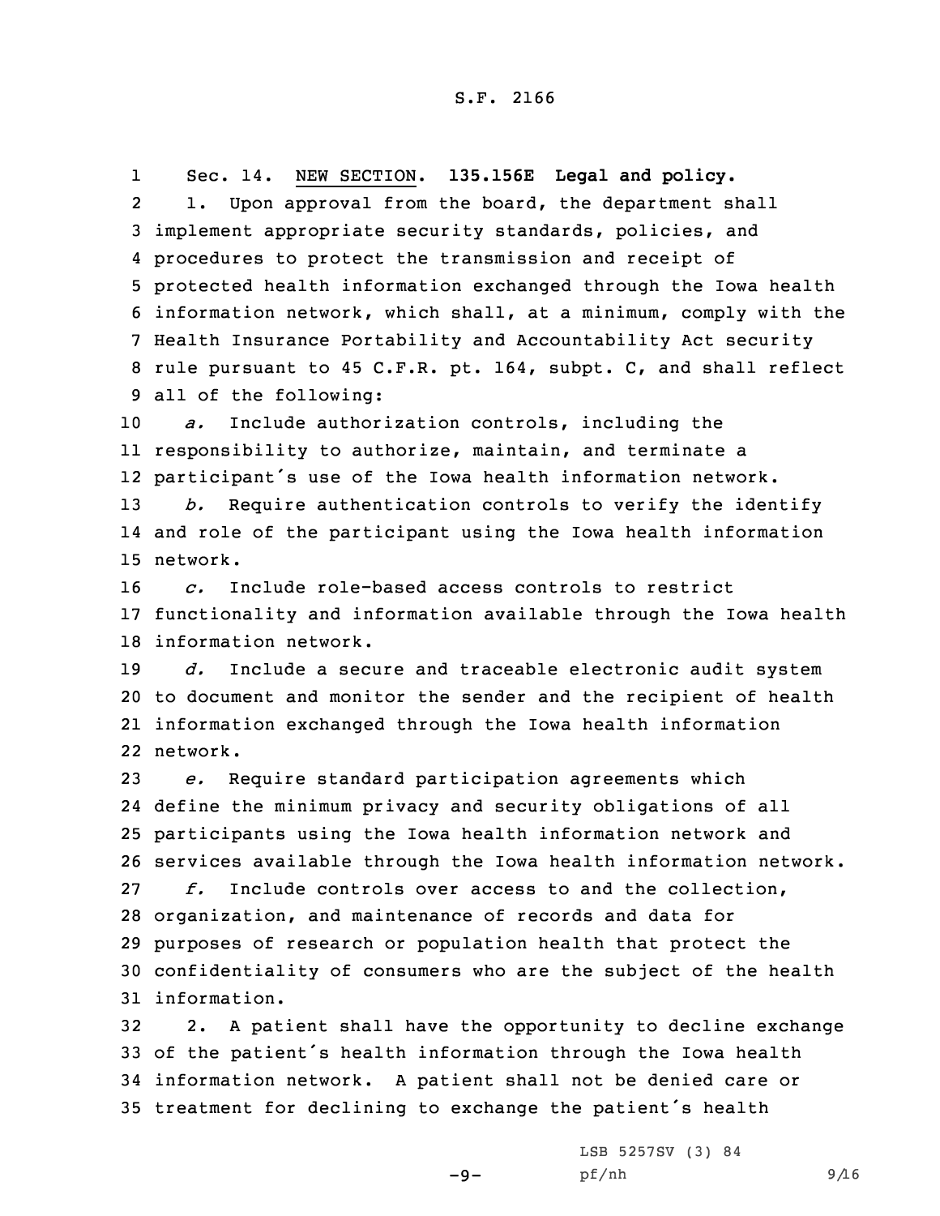Sec. 14. NEW SECTION. **135.156E Legal and policy.**

1. Upon approval from the board, the department shall implement appropriate security standards, policies, and procedures to protect the transmission and receipt of protected health information exchanged through the Iowa health information network, which shall, at a minimum, comply with the Health Insurance Portability and Accountability Act security rule pursuant to 45 C.F.R. pt. 164, subpt. C, and shall reflect all of the following:

*a.* Include authorization controls, including the responsibility to authorize, maintain, and terminate a participant's use of the Iowa health information network.

*b.* Require authentication controls to verify the identify and role of the participant using the Iowa health information network.

*c.* Include role-based access controls to restrict functionality and information available through the Iowa health information network.

*d.* Include a secure and traceable electronic audit system to document and monitor the sender and the recipient of health information exchanged through the Iowa health information network.

*e.* Require standard participation agreements which define the minimum privacy and security obligations of all participants using the Iowa health information network and services available through the Iowa health information network.

*f.* Include controls over access to and the collection, organization, and maintenance of records and data for purposes of research or population health that protect the confidentiality of consumers who are the subject of the health information.

2. A patient shall have the opportunity to decline exchange of the patient's health information through the Iowa health information network. A patient shall not be denied care or treatment for declining to exchange the patient's health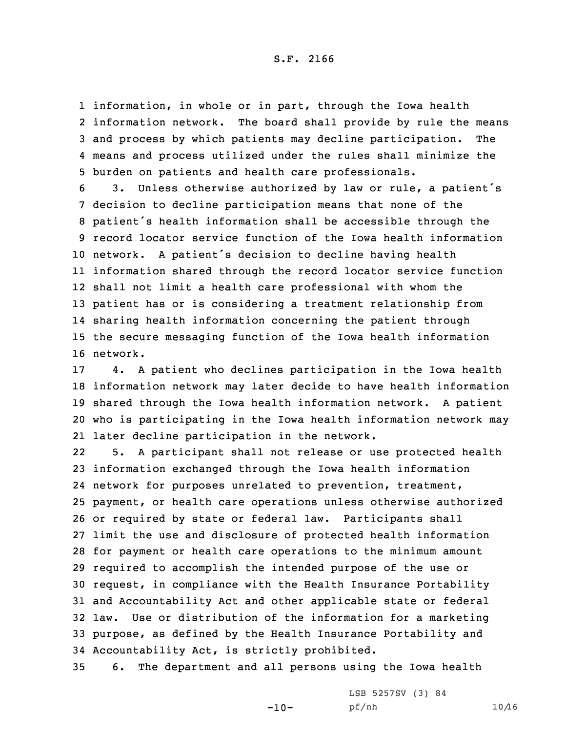information, in whole or in part, through the Iowa health information network. The board shall provide by rule the means and process by which patients may decline participation. The means and process utilized under the rules shall minimize the burden on patients and health care professionals.

3. Unless otherwise authorized by law or rule, a patient's decision to decline participation means that none of the patient's health information shall be accessible through the record locator service function of the Iowa health information network. A patient's decision to decline having health information shared through the record locator service function shall not limit a health care professional with whom the patient has or is considering a treatment relationship from sharing health information concerning the patient through the secure messaging function of the Iowa health information network.

4. A patient who declines participation in the Iowa health information network may later decide to have health information shared through the Iowa health information network. A patient who is participating in the Iowa health information network may later decline participation in the network.

5. A participant shall not release or use protected health information exchanged through the Iowa health information network for purposes unrelated to prevention, treatment, payment, or health care operations unless otherwise authorized or required by state or federal law. Participants shall limit the use and disclosure of protected health information for payment or health care operations to the minimum amount required to accomplish the intended purpose of the use or request, in compliance with the Health Insurance Portability and Accountability Act and other applicable state or federal law. Use or distribution of the information for a marketing purpose, as defined by the Health Insurance Portability and Accountability Act, is strictly prohibited.

6. The department and all persons using the Iowa health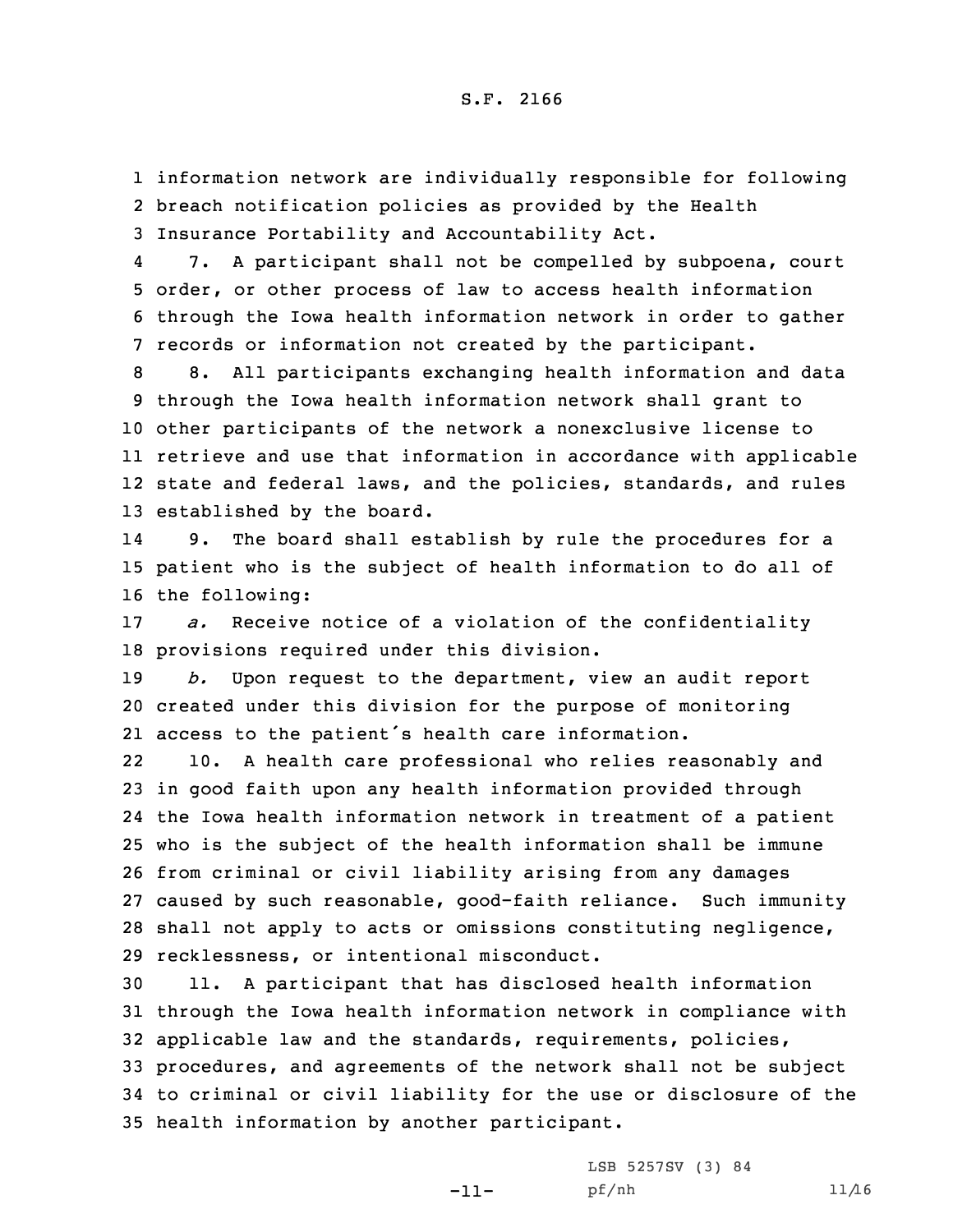information network are individually responsible for following breach notification policies as provided by the Health Insurance Portability and Accountability Act.

7. A participant shall not be compelled by subpoena, court order, or other process of law to access health information through the Iowa health information network in order to gather records or information not created by the participant.

8. All participants exchanging health information and data through the Iowa health information network shall grant to other participants of the network a nonexclusive license to retrieve and use that information in accordance with applicable state and federal laws, and the policies, standards, and rules established by the board.

9. The board shall establish by rule the procedures for a patient who is the subject of health information to do all of the following:

*a.* Receive notice of a violation of the confidentiality provisions required under this division.

*b.* Upon request to the department, view an audit report created under this division for the purpose of monitoring access to the patient's health care information.

10. A health care professional who relies reasonably and in good faith upon any health information provided through the Iowa health information network in treatment of a patient who is the subject of the health information shall be immune from criminal or civil liability arising from any damages caused by such reasonable, good-faith reliance. Such immunity shall not apply to acts or omissions constituting negligence, recklessness, or intentional misconduct.

11. A participant that has disclosed health information through the Iowa health information network in compliance with applicable law and the standards, requirements, policies, procedures, and agreements of the network shall not be subject to criminal or civil liability for the use or disclosure of the health information by another participant.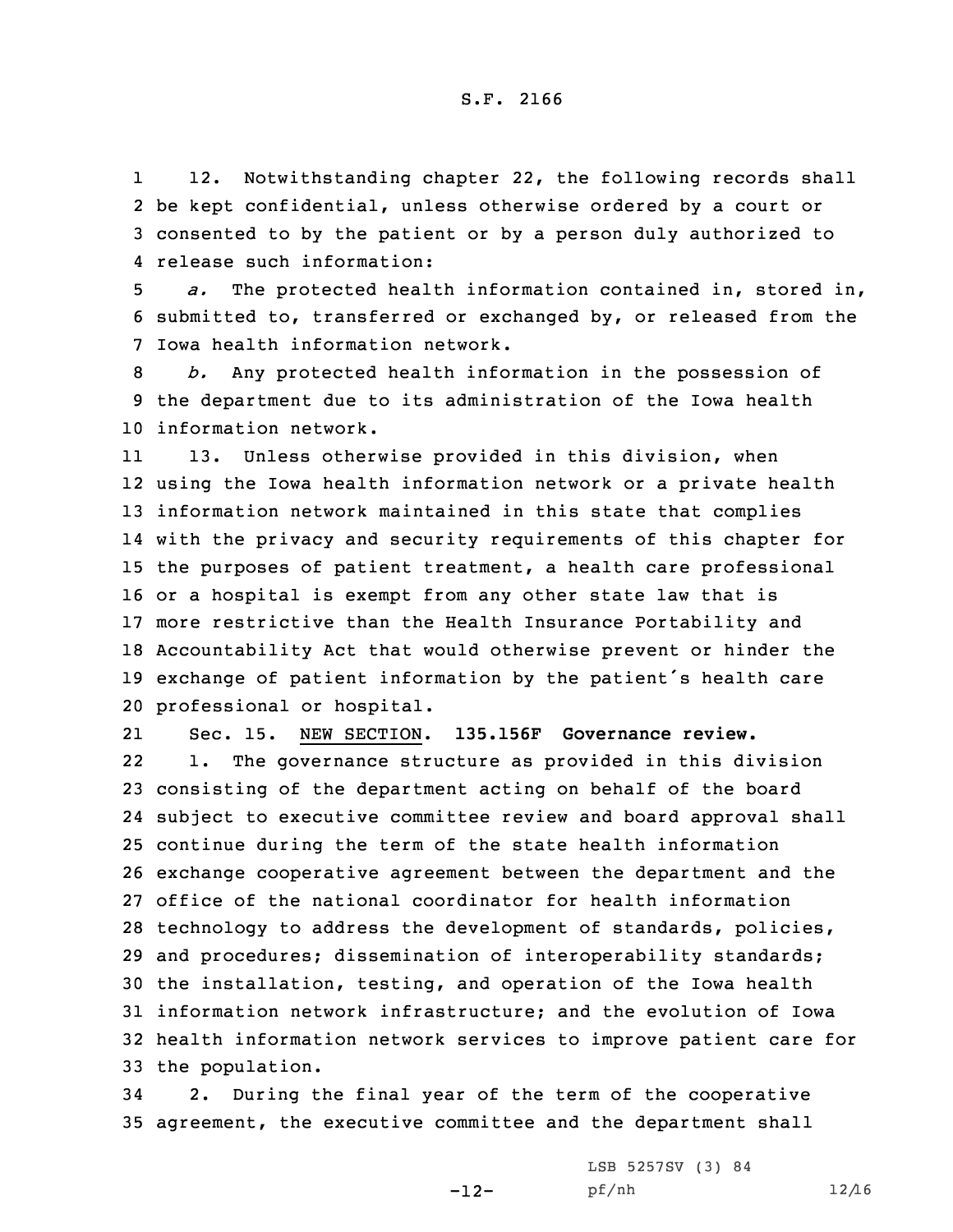12. Notwithstanding chapter 22, the following records shall be kept confidential, unless otherwise ordered by a court or consented to by the patient or by a person duly authorized to release such information:

*a.* The protected health information contained in, stored in, submitted to, transferred or exchanged by, or released from the Iowa health information network.

*b.* Any protected health information in the possession of the department due to its administration of the Iowa health information network.

13. Unless otherwise provided in this division, when using the Iowa health information network or a private health information network maintained in this state that complies with the privacy and security requirements of this chapter for the purposes of patient treatment, a health care professional or a hospital is exempt from any other state law that is more restrictive than the Health Insurance Portability and Accountability Act that would otherwise prevent or hinder the exchange of patient information by the patient's health care professional or hospital.

Sec. 15. NEW SECTION. **135.156F Governance review.**

1. The governance structure as provided in this division consisting of the department acting on behalf of the board subject to executive committee review and board approval shall continue during the term of the state health information exchange cooperative agreement between the department and the office of the national coordinator for health information technology to address the development of standards, policies, and procedures; dissemination of interoperability standards; the installation, testing, and operation of the Iowa health information network infrastructure; and the evolution of Iowa health information network services to improve patient care for the population.

2. During the final year of the term of the cooperative agreement, the executive committee and the department shall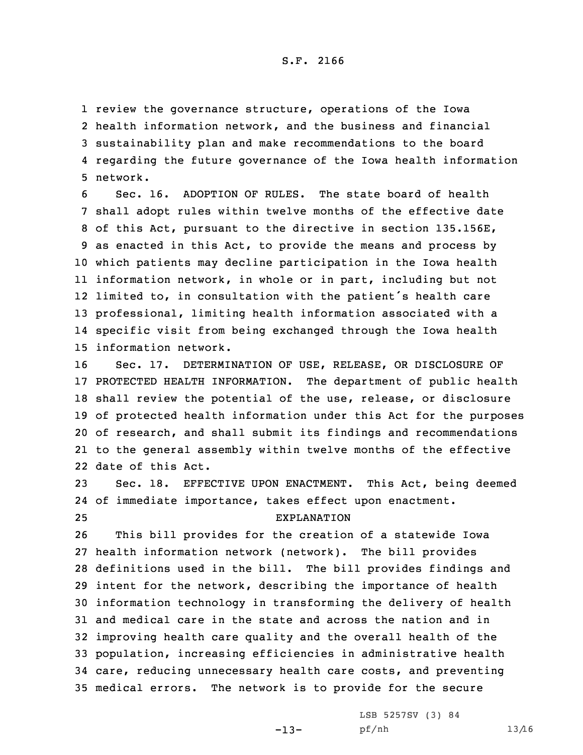review the governance structure, operations of the Iowa health information network, and the business and financial sustainability plan and make recommendations to the board regarding the future governance of the Iowa health information network.

Sec. 16. ADOPTION OF RULES. The state board of health shall adopt rules within twelve months of the effective date of this Act, pursuant to the directive in section 135.156E, as enacted in this Act, to provide the means and process by which patients may decline participation in the Iowa health information network, in whole or in part, including but not limited to, in consultation with the patient's health care professional, limiting health information associated with a specific visit from being exchanged through the Iowa health information network.

Sec. 17. DETERMINATION OF USE, RELEASE, OR DISCLOSURE OF PROTECTED HEALTH INFORMATION. The department of public health shall review the potential of the use, release, or disclosure of protected health information under this Act for the purposes of research, and shall submit its findings and recommendations to the general assembly within twelve months of the effective date of this Act.

Sec. 18. EFFECTIVE UPON ENACTMENT. This Act, being deemed of immediate importance, takes effect upon enactment.

EXPLANATION

This bill provides for the creation of a statewide Iowa health information network (network). The bill provides definitions used in the bill. The bill provides findings and intent for the network, describing the importance of health information technology in transforming the delivery of health and medical care in the state and across the nation and in improving health care quality and the overall health of the population, increasing efficiencies in administrative health care, reducing unnecessary health care costs, and preventing medical errors. The network is to provide for the secure

LSB 5257SV (3) 84

pf/nh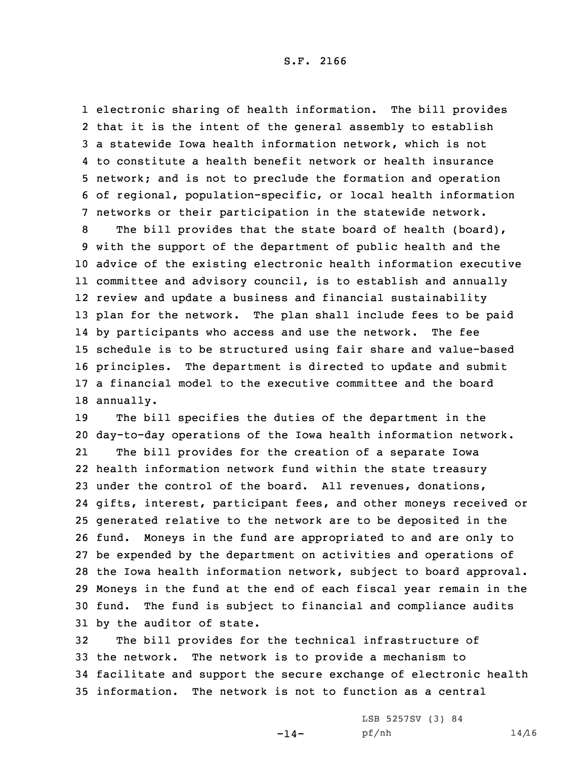electronic sharing of health information. The bill provides that it is the intent of the general assembly to establish a statewide Iowa health information network, which is not to constitute a health benefit network or health insurance network; and is not to preclude the formation and operation of regional, population-specific, or local health information networks or their participation in the statewide network.

The bill provides that the state board of health (board), with the support of the department of public health and the advice of the existing electronic health information executive committee and advisory council, is to establish and annually review and update a business and financial sustainability plan for the network. The plan shall include fees to be paid by participants who access and use the network. The fee schedule is to be structured using fair share and value-based principles. The department is directed to update and submit a financial model to the executive committee and the board annually.

The bill specifies the duties of the department in the day-to-day operations of the Iowa health information network.

The bill provides for the creation of a separate Iowa health information network fund within the state treasury under the control of the board. All revenues, donations, gifts, interest, participant fees, and other moneys received or generated relative to the network are to be deposited in the fund. Moneys in the fund are appropriated to and are only to be expended by the department on activities and operations of the Iowa health information network, subject to board approval. Moneys in the fund at the end of each fiscal year remain in the fund. The fund is subject to financial and compliance audits by the auditor of state.

The bill provides for the technical infrastructure of the network. The network is to provide a mechanism to facilitate and support the secure exchange of electronic health information. The network is not to function as a central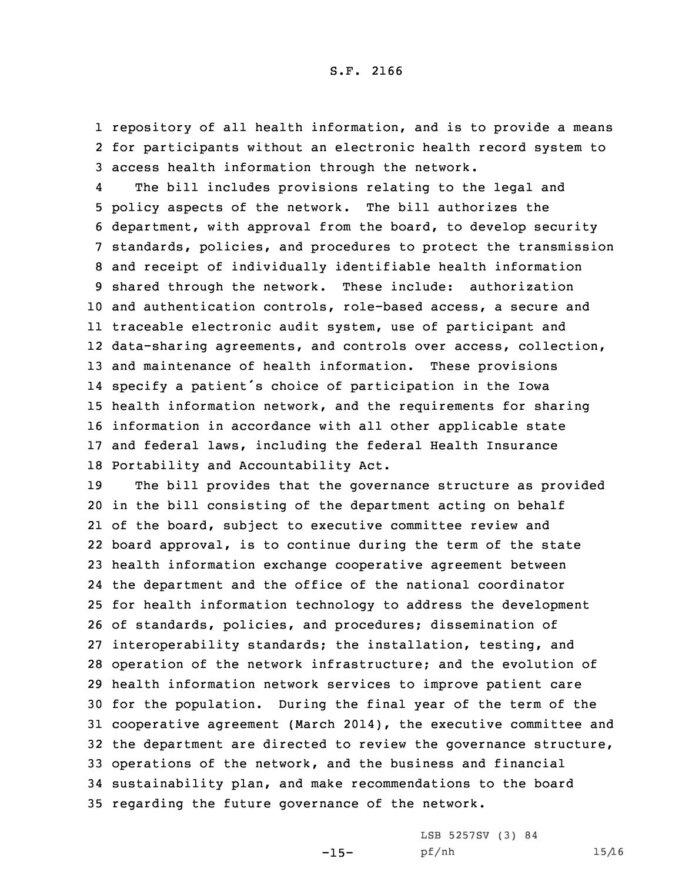repository of all health information, and is to provide a means for participants without an electronic health record system to access health information through the network.

The bill includes provisions relating to the legal and policy aspects of the network. The bill authorizes the department, with approval from the board, to develop security standards, policies, and procedures to protect the transmission and receipt of individually identifiable health information shared through the network. These include: authorization and authentication controls, role-based access, a secure and traceable electronic audit system, use of participant and data-sharing agreements, and controls over access, collection, and maintenance of health information. These provisions specify a patient's choice of participation in the Iowa health information network, and the requirements for sharing information in accordance with all other applicable state and federal laws, including the federal Health Insurance Portability and Accountability Act.

The bill provides that the governance structure as provided in the bill consisting of the department acting on behalf of the board, subject to executive committee review and board approval, is to continue during the term of the state health information exchange cooperative agreement between the department and the office of the national coordinator for health information technology to address the development of standards, policies, and procedures; dissemination of interoperability standards; the installation, testing, and operation of the network infrastructure; and the evolution of health information network services to improve patient care for the population. During the final year of the term of the cooperative agreement (March 2014), the executive committee and the department are directed to review the governance structure, operations of the network, and the business and financial sustainability plan, and make recommendations to the board regarding the future governance of the network.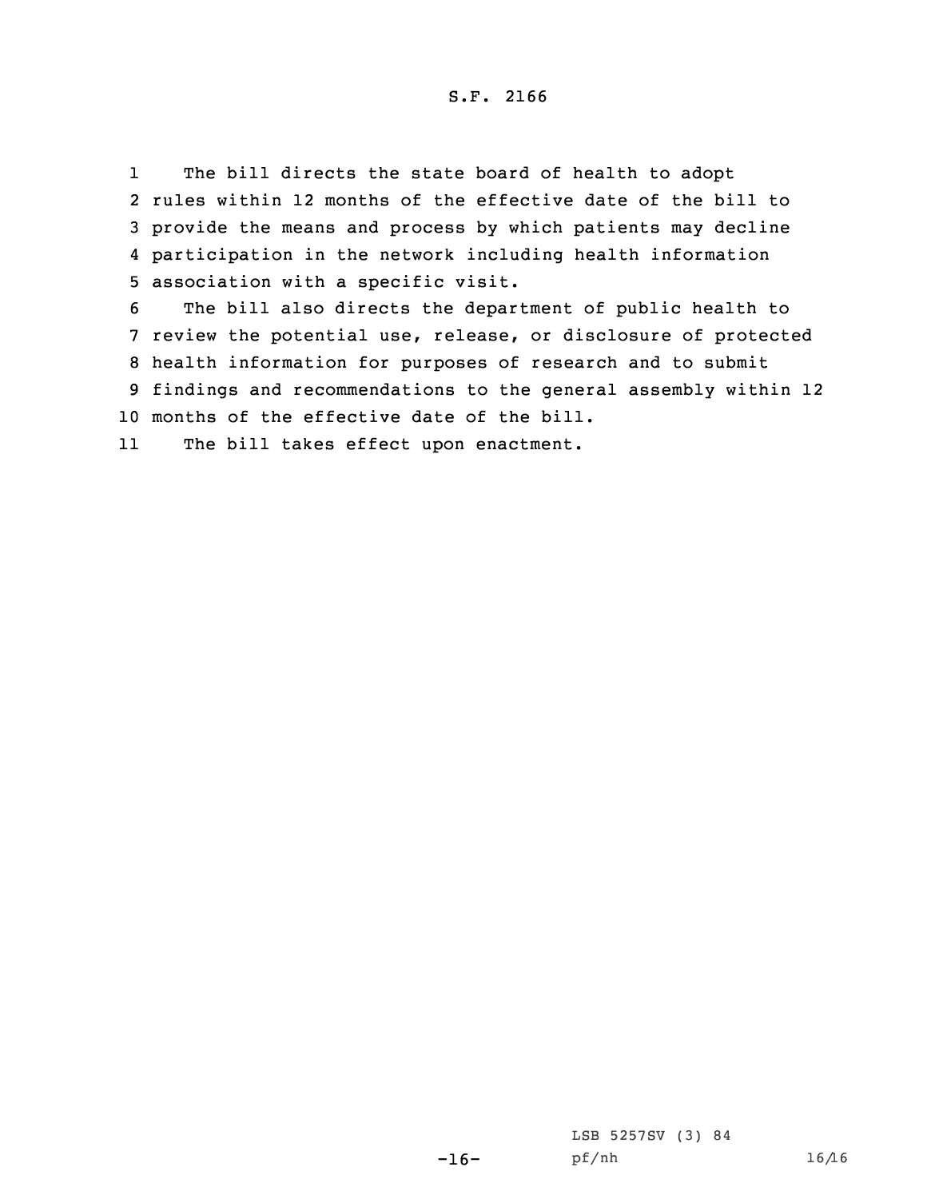The bill directs the state board of health to adopt rules within 12 months of the effective date of the bill to provide the means and process by which patients may decline participation in the network including health information association with a specific visit.

The bill also directs the department of public health to review the potential use, release, or disclosure of protected health information for purposes of research and to submit findings and recommendations to the general assembly within 12 months of the effective date of the bill.

The bill takes effect upon enactment.